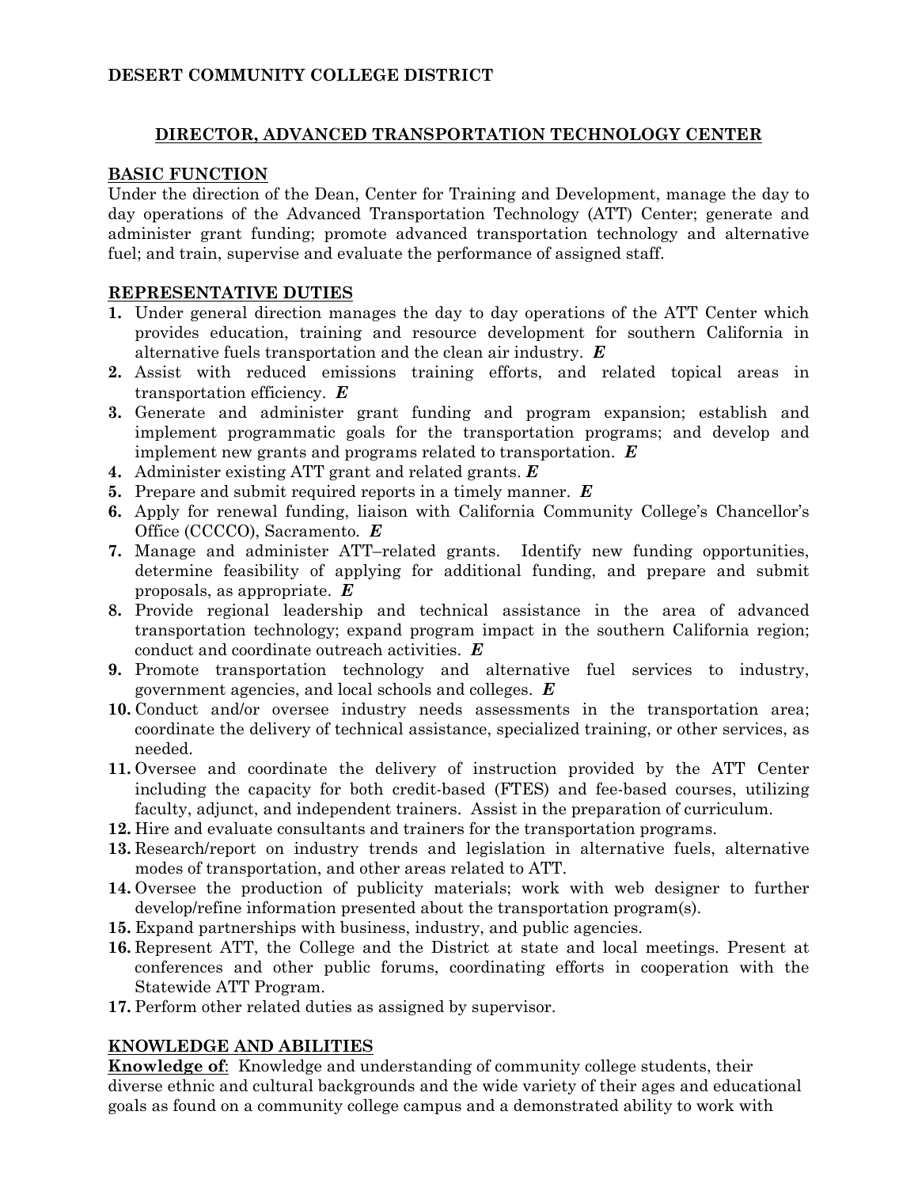**DESERT COMMUNITY COLLEGE DISTRICT**

## DIRECTOR, ADVANCED TRANSPORTATION TECHNOLOGY CENTER

### BASIC FUNCTION

Under the direction of the Dean, Center for Training and Development, manage the day to day operations of the Advanced Transportation Technology (ATT) Center; generate and administer grant funding; promote advanced transportation technology and alternative fuel; and train, supervise and evaluate the performance of assigned staff.

### REPRESENTATIVE DUTIES

1. Under general direction manages the day to day operations of the ATT Center which provides education, training and resource development for southern California in alternative fuels transportation and the clean air industry. ***E***
2. Assist with reduced emissions training efforts, and related topical areas in transportation efficiency. ***E***
3. Generate and administer grant funding and program expansion; establish and implement programmatic goals for the transportation programs; and develop and implement new grants and programs related to transportation. ***E***
4. Administer existing ATT grant and related grants. ***E***
5. Prepare and submit required reports in a timely manner. ***E***
6. Apply for renewal funding, liaison with California Community College's Chancellor's Office (CCCCO), Sacramento. ***E***
7. Manage and administer ATT–related grants. Identify new funding opportunities, determine feasibility of applying for additional funding, and prepare and submit proposals, as appropriate. ***E***
8. Provide regional leadership and technical assistance in the area of advanced transportation technology; expand program impact in the southern California region; conduct and coordinate outreach activities. ***E***
9. Promote transportation technology and alternative fuel services to industry, government agencies, and local schools and colleges. ***E***
10. Conduct and/or oversee industry needs assessments in the transportation area; coordinate the delivery of technical assistance, specialized training, or other services, as needed.
11. Oversee and coordinate the delivery of instruction provided by the ATT Center including the capacity for both credit-based (FTES) and fee-based courses, utilizing faculty, adjunct, and independent trainers. Assist in the preparation of curriculum.
12. Hire and evaluate consultants and trainers for the transportation programs.
13. Research/report on industry trends and legislation in alternative fuels, alternative modes of transportation, and other areas related to ATT.
14. Oversee the production of publicity materials; work with web designer to further develop/refine information presented about the transportation program(s).
15. Expand partnerships with business, industry, and public agencies.
16. Represent ATT, the College and the District at state and local meetings. Present at conferences and other public forums, coordinating efforts in cooperation with the Statewide ATT Program.
17. Perform other related duties as assigned by supervisor.

### KNOWLEDGE AND ABILITIES

**Knowledge of**: Knowledge and understanding of community college students, their diverse ethnic and cultural backgrounds and the wide variety of their ages and educational goals as found on a community college campus and a demonstrated ability to work with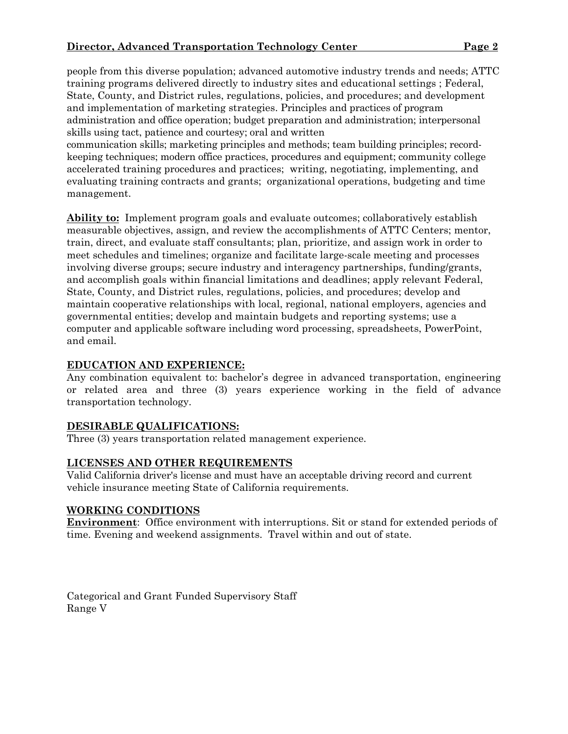people from this diverse population; advanced automotive industry trends and needs; ATTC training programs delivered directly to industry sites and educational settings ; Federal, State, County, and District rules, regulations, policies, and procedures; and development and implementation of marketing strategies. Principles and practices of program administration and office operation; budget preparation and administration; interpersonal skills using tact, patience and courtesy; oral and written communication skills; marketing principles and methods; team building principles; record-keeping techniques; modern office practices, procedures and equipment; community college accelerated training procedures and practices; writing, negotiating, implementing, and evaluating training contracts and grants; organizational operations, budgeting and time management.

**Ability to:** Implement program goals and evaluate outcomes; collaboratively establish measurable objectives, assign, and review the accomplishments of ATTC Centers; mentor, train, direct, and evaluate staff consultants; plan, prioritize, and assign work in order to meet schedules and timelines; organize and facilitate large-scale meeting and processes involving diverse groups; secure industry and interagency partnerships, funding/grants, and accomplish goals within financial limitations and deadlines; apply relevant Federal, State, County, and District rules, regulations, policies, and procedures; develop and maintain cooperative relationships with local, regional, national employers, agencies and governmental entities; develop and maintain budgets and reporting systems; use a computer and applicable software including word processing, spreadsheets, PowerPoint, and email.

## EDUCATION AND EXPERIENCE:

Any combination equivalent to: bachelor's degree in advanced transportation, engineering or related area and three (3) years experience working in the field of advance transportation technology.

## DESIRABLE QUALIFICATIONS:

Three (3) years transportation related management experience.

## LICENSES AND OTHER REQUIREMENTS

Valid California driver's license and must have an acceptable driving record and current vehicle insurance meeting State of California requirements.

## WORKING CONDITIONS

**Environment**: Office environment with interruptions. Sit or stand for extended periods of time. Evening and weekend assignments. Travel within and out of state.

Categorical and Grant Funded Supervisory Staff
Range V